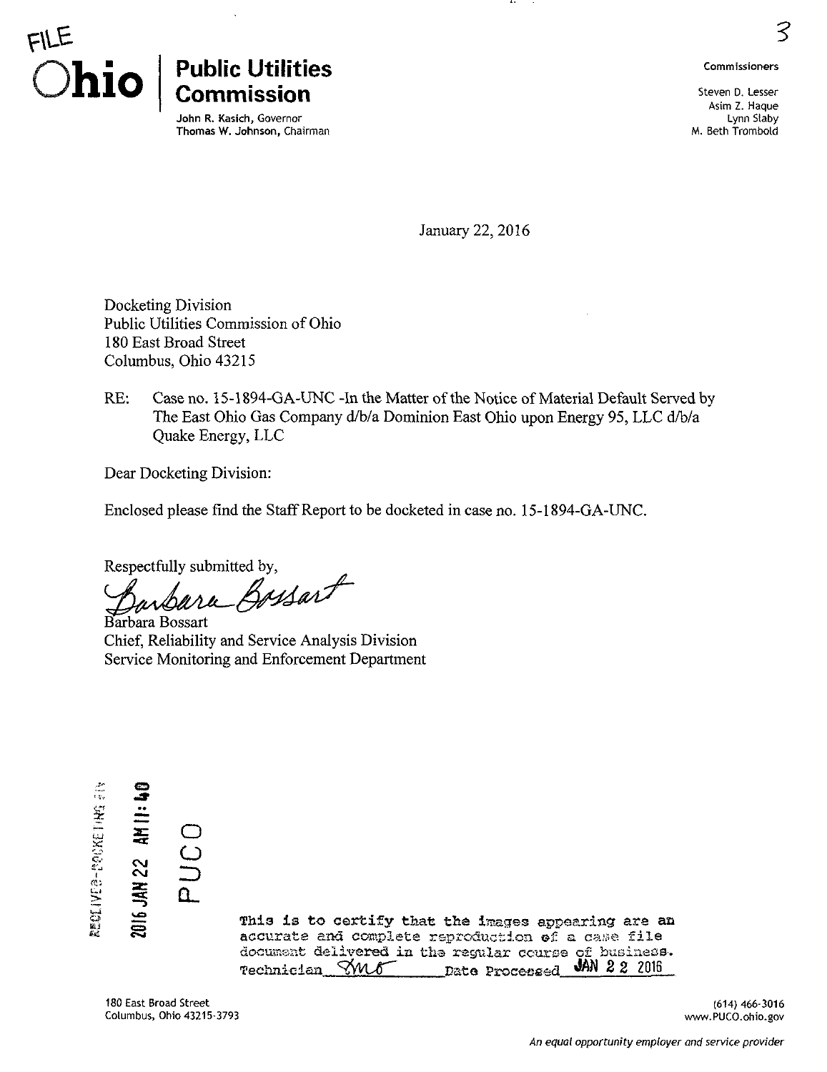FILE

# Ohio | Public Utilities Commission

John R. Kasich, Governor
Thomas W. Johnson, Chairman

3

**Commissioners**

Steven D. Lesser
Asim Z. Haque
Lynn Slaby
M. Beth Trombold

January 22, 2016

Docketing Division
Public Utilities Commission of Ohio
180 East Broad Street
Columbus, Ohio 43215

RE: Case no. 15-1894-GA-UNC -In the Matter of the Notice of Material Default Served by The East Ohio Gas Company d/b/a Dominion East Ohio upon Energy 95, LLC d/b/a Quake Energy, LLC

Dear Docketing Division:

Enclosed please find the Staff Report to be docketed in case no. 15-1894-GA-UNC.

Respectfully submitted by,

*Barbara Bossart*

Barbara Bossart
Chief, Reliability and Service Analysis Division
Service Monitoring and Enforcement Department

RECEIVED-DOCKETING DIV
2016 JAN 22 AM 11:40
PUCO

This is to certify that the images appearing are an accurate and complete reproduction of a case file document delivered in the regular course of business.
Technician SMB Date Processed JAN 22 2016

180 East Broad Street
Columbus, Ohio 43215-3793

(614) 466-3016
www.PUCO.ohio.gov

*An equal opportunity employer and service provider*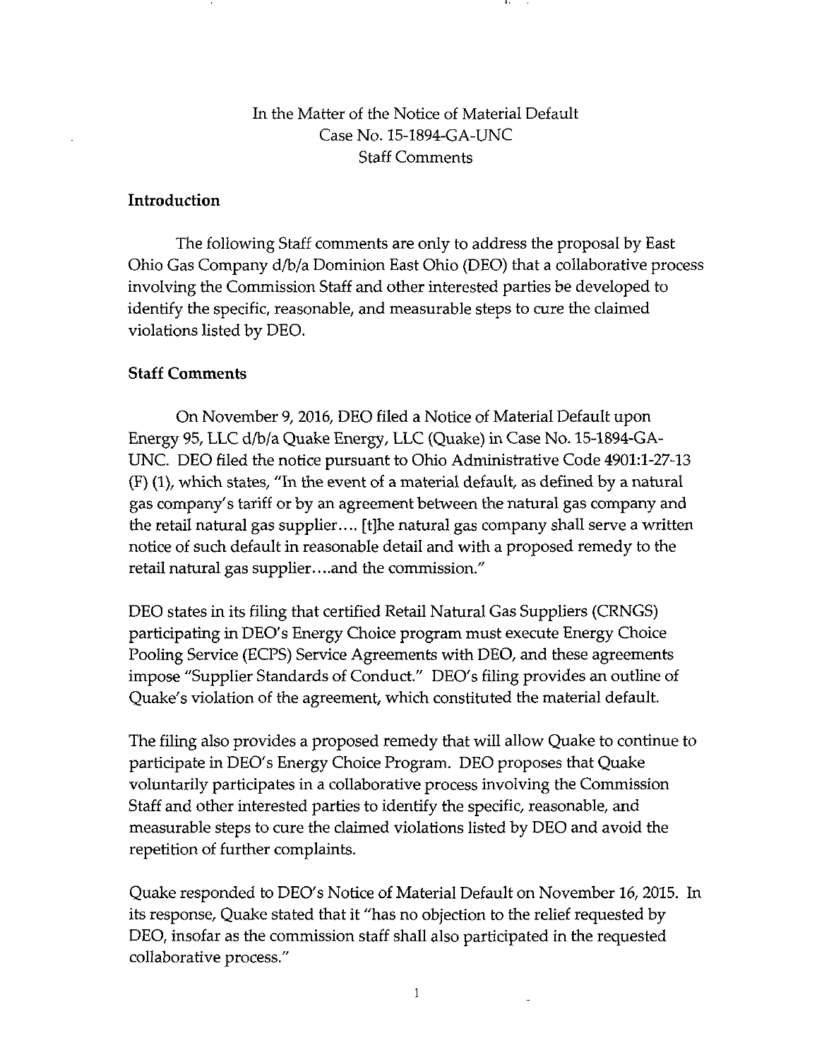In the Matter of the Notice of Material Default
Case No. 15-1894-GA-UNC
Staff Comments

## Introduction

The following Staff comments are only to address the proposal by East Ohio Gas Company d/b/a Dominion East Ohio (DEO) that a collaborative process involving the Commission Staff and other interested parties be developed to identify the specific, reasonable, and measurable steps to cure the claimed violations listed by DEO.

## Staff Comments

On November 9, 2016, DEO filed a Notice of Material Default upon Energy 95, LLC d/b/a Quake Energy, LLC (Quake) in Case No. 15-1894-GA-UNC. DEO filed the notice pursuant to Ohio Administrative Code 4901:1-27-13 (F) (1), which states, "In the event of a material default, as defined by a natural gas company's tariff or by an agreement between the natural gas company and the retail natural gas supplier.... [t]he natural gas company shall serve a written notice of such default in reasonable detail and with a proposed remedy to the retail natural gas supplier....and the commission."

DEO states in its filing that certified Retail Natural Gas Suppliers (CRNGS) participating in DEO's Energy Choice program must execute Energy Choice Pooling Service (ECPS) Service Agreements with DEO, and these agreements impose "Supplier Standards of Conduct." DEO's filing provides an outline of Quake's violation of the agreement, which constituted the material default.

The filing also provides a proposed remedy that will allow Quake to continue to participate in DEO's Energy Choice Program. DEO proposes that Quake voluntarily participates in a collaborative process involving the Commission Staff and other interested parties to identify the specific, reasonable, and measurable steps to cure the claimed violations listed by DEO and avoid the repetition of further complaints.

Quake responded to DEO's Notice of Material Default on November 16, 2015. In its response, Quake stated that it "has no objection to the relief requested by DEO, insofar as the commission staff shall also participated in the requested collaborative process."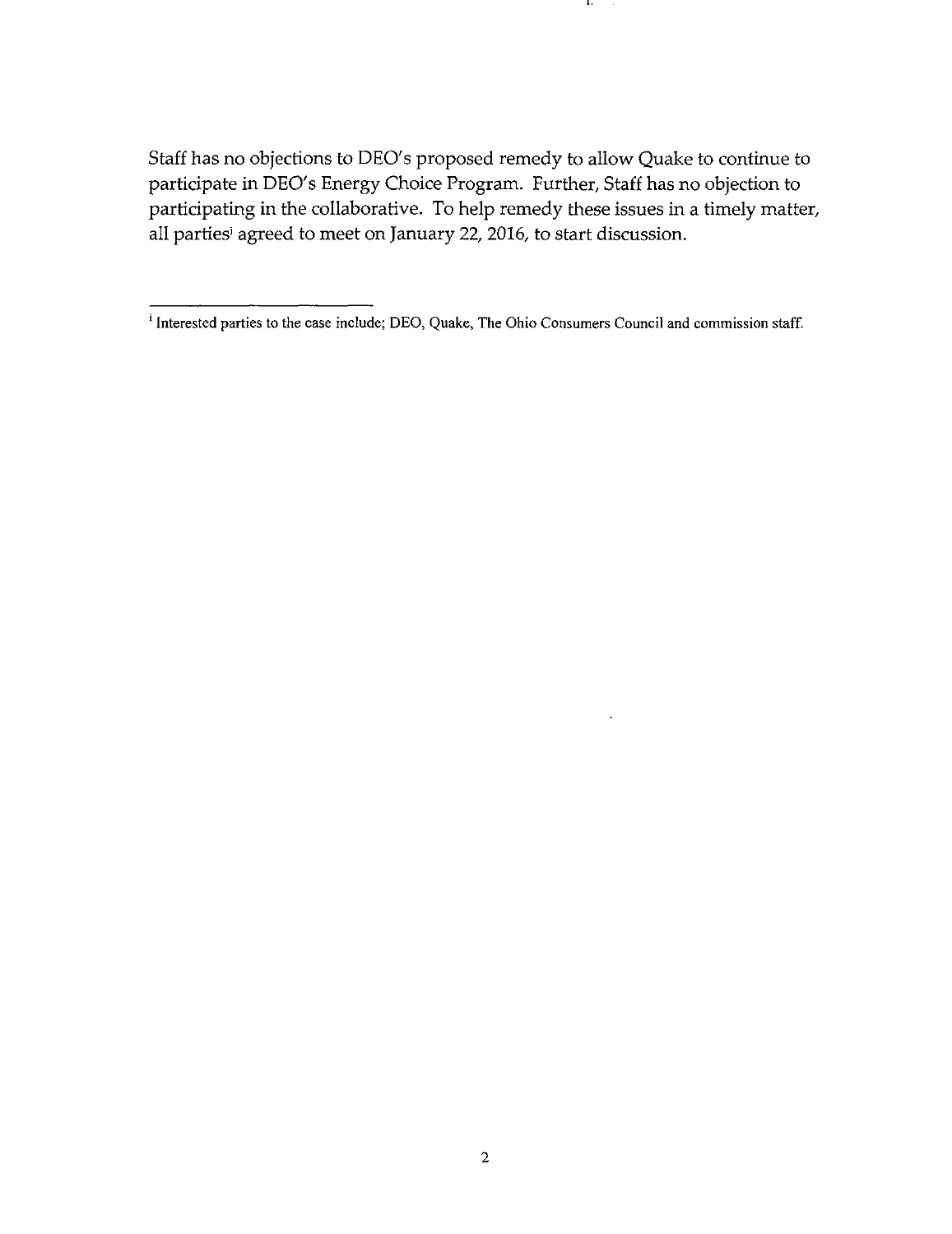Staff has no objections to DEO's proposed remedy to allow Quake to continue to participate in DEO's Energy Choice Program. Further, Staff has no objection to participating in the collaborative. To help remedy these issues in a timely matter, all parties[i] agreed to meet on January 22, 2016, to start discussion.

---

[i] Interested parties to the case include; DEO, Quake, The Ohio Consumers Council and commission staff.